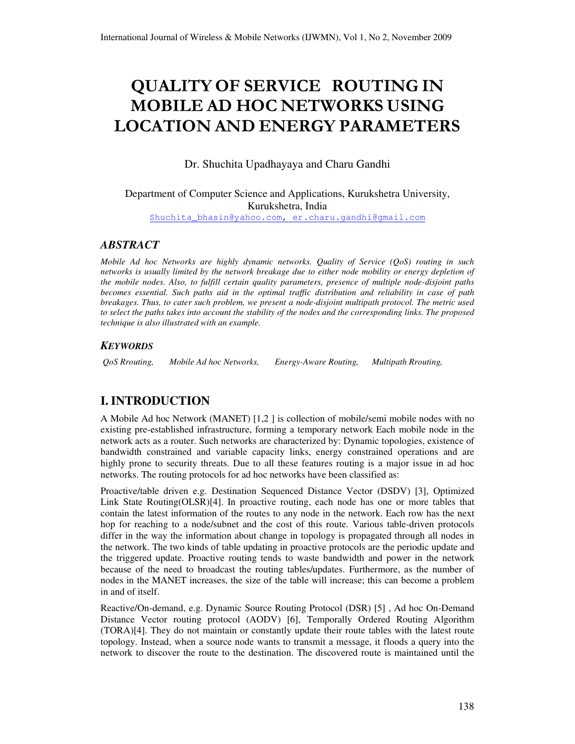# QUALITY OF SERVICE ROUTING IN MOBILE AD HOC NETWORKS USING LOCATION AND ENERGY PARAMETERS

Dr. Shuchita Upadhayaya and Charu Gandhi

Department of Computer Science and Applications, Kurukshetra University, Kurukshetra, India

Shuchita_bhasin@yahoo.com, er.charu.gandhi@gmail.com

## *ABSTRACT*

*Mobile Ad hoc Networks are highly dynamic networks. Quality of Service (QoS) routing in such networks is usually limited by the network breakage due to either node mobility or energy depletion of the mobile nodes. Also, to fulfill certain quality parameters, presence of multiple node-disjoint paths becomes essential. Such paths aid in the optimal traffic distribution and reliability in case of path breakages. Thus, to cater such problem, we present a node-disjoint multipath protocol. The metric used to select the paths takes into account the stability of the nodes and the corresponding links. The proposed technique is also illustrated with an example.*

### *KEYWORDS*

*QoS Rrouting, Mobile Ad hoc Networks, Energy-Aware Routing, Multipath Rrouting,*

## I. INTRODUCTION

A Mobile Ad hoc Network (MANET) [1,2 ] is collection of mobile/semi mobile nodes with no existing pre-established infrastructure, forming a temporary network Each mobile node in the network acts as a router. Such networks are characterized by: Dynamic topologies, existence of bandwidth constrained and variable capacity links, energy constrained operations and are highly prone to security threats. Due to all these features routing is a major issue in ad hoc networks. The routing protocols for ad hoc networks have been classified as:

Proactive/table driven e.g. Destination Sequenced Distance Vector (DSDV) [3], Optimized Link State Routing(OLSR)[4]. In proactive routing, each node has one or more tables that contain the latest information of the routes to any node in the network. Each row has the next hop for reaching to a node/subnet and the cost of this route. Various table-driven protocols differ in the way the information about change in topology is propagated through all nodes in the network. The two kinds of table updating in proactive protocols are the periodic update and the triggered update. Proactive routing tends to waste bandwidth and power in the network because of the need to broadcast the routing tables/updates. Furthermore, as the number of nodes in the MANET increases, the size of the table will increase; this can become a problem in and of itself.

Reactive/On-demand, e.g. Dynamic Source Routing Protocol (DSR) [5] , Ad hoc On-Demand Distance Vector routing protocol (AODV) [6], Temporally Ordered Routing Algorithm (TORA)[4]. They do not maintain or constantly update their route tables with the latest route topology. Instead, when a source node wants to transmit a message, it floods a query into the network to discover the route to the destination. The discovered route is maintained until the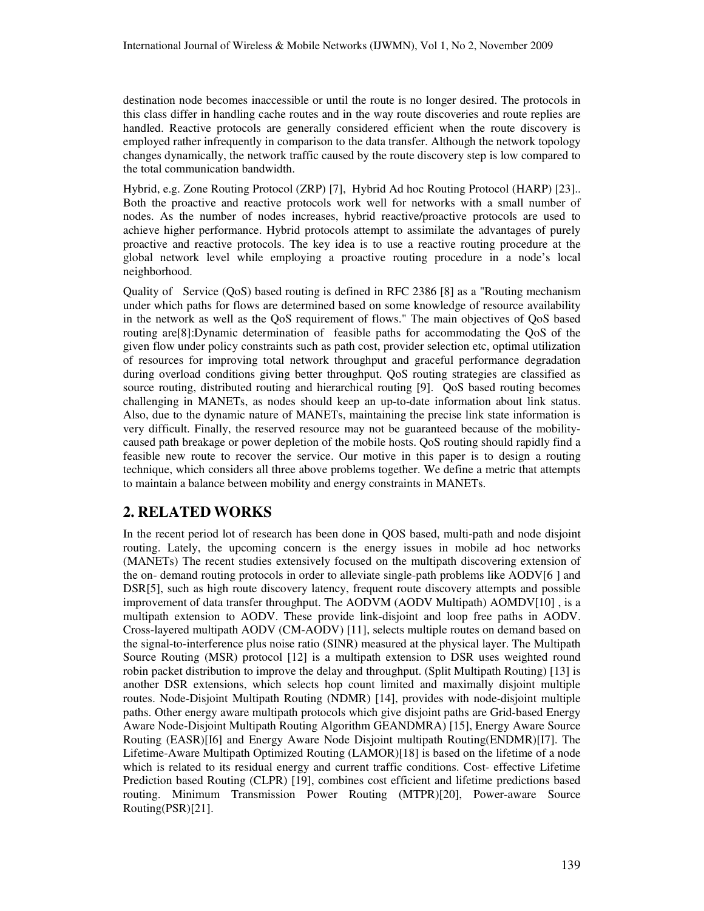destination node becomes inaccessible or until the route is no longer desired. The protocols in this class differ in handling cache routes and in the way route discoveries and route replies are handled. Reactive protocols are generally considered efficient when the route discovery is employed rather infrequently in comparison to the data transfer. Although the network topology changes dynamically, the network traffic caused by the route discovery step is low compared to the total communication bandwidth.

Hybrid, e.g. Zone Routing Protocol (ZRP) [7], Hybrid Ad hoc Routing Protocol (HARP) [23].. Both the proactive and reactive protocols work well for networks with a small number of nodes. As the number of nodes increases, hybrid reactive/proactive protocols are used to achieve higher performance. Hybrid protocols attempt to assimilate the advantages of purely proactive and reactive protocols. The key idea is to use a reactive routing procedure at the global network level while employing a proactive routing procedure in a node's local neighborhood.

Quality of Service (QoS) based routing is defined in RFC 2386 [8] as a "Routing mechanism under which paths for flows are determined based on some knowledge of resource availability in the network as well as the QoS requirement of flows." The main objectives of QoS based routing are[8]:Dynamic determination of feasible paths for accommodating the QoS of the given flow under policy constraints such as path cost, provider selection etc, optimal utilization of resources for improving total network throughput and graceful performance degradation during overload conditions giving better throughput. QoS routing strategies are classified as source routing, distributed routing and hierarchical routing [9]. QoS based routing becomes challenging in MANETs, as nodes should keep an up-to-date information about link status. Also, due to the dynamic nature of MANETs, maintaining the precise link state information is very difficult. Finally, the reserved resource may not be guaranteed because of the mobility-caused path breakage or power depletion of the mobile hosts. QoS routing should rapidly find a feasible new route to recover the service. Our motive in this paper is to design a routing technique, which considers all three above problems together. We define a metric that attempts to maintain a balance between mobility and energy constraints in MANETs.

## 2. RELATED WORKS

In the recent period lot of research has been done in QOS based, multi-path and node disjoint routing. Lately, the upcoming concern is the energy issues in mobile ad hoc networks (MANETs) The recent studies extensively focused on the multipath discovering extension of the on- demand routing protocols in order to alleviate single-path problems like AODV[6 ] and DSR[5], such as high route discovery latency, frequent route discovery attempts and possible improvement of data transfer throughput. The AODVM (AODV Multipath) AOMDV[10] , is a multipath extension to AODV. These provide link-disjoint and loop free paths in AODV. Cross-layered multipath AODV (CM-AODV) [11], selects multiple routes on demand based on the signal-to-interference plus noise ratio (SINR) measured at the physical layer. The Multipath Source Routing (MSR) protocol [12] is a multipath extension to DSR uses weighted round robin packet distribution to improve the delay and throughput. (Split Multipath Routing) [13] is another DSR extensions, which selects hop count limited and maximally disjoint multiple routes. Node-Disjoint Multipath Routing (NDMR) [14], provides with node-disjoint multiple paths. Other energy aware multipath protocols which give disjoint paths are Grid-based Energy Aware Node-Disjoint Multipath Routing Algorithm GEANDMRA) [15], Energy Aware Source Routing (EASR)[I6] and Energy Aware Node Disjoint multipath Routing(ENDMR)[I7]. The Lifetime-Aware Multipath Optimized Routing (LAMOR)[18] is based on the lifetime of a node which is related to its residual energy and current traffic conditions. Cost- effective Lifetime Prediction based Routing (CLPR) [19], combines cost efficient and lifetime predictions based routing. Minimum Transmission Power Routing (MTPR)[20], Power-aware Source Routing(PSR)[21].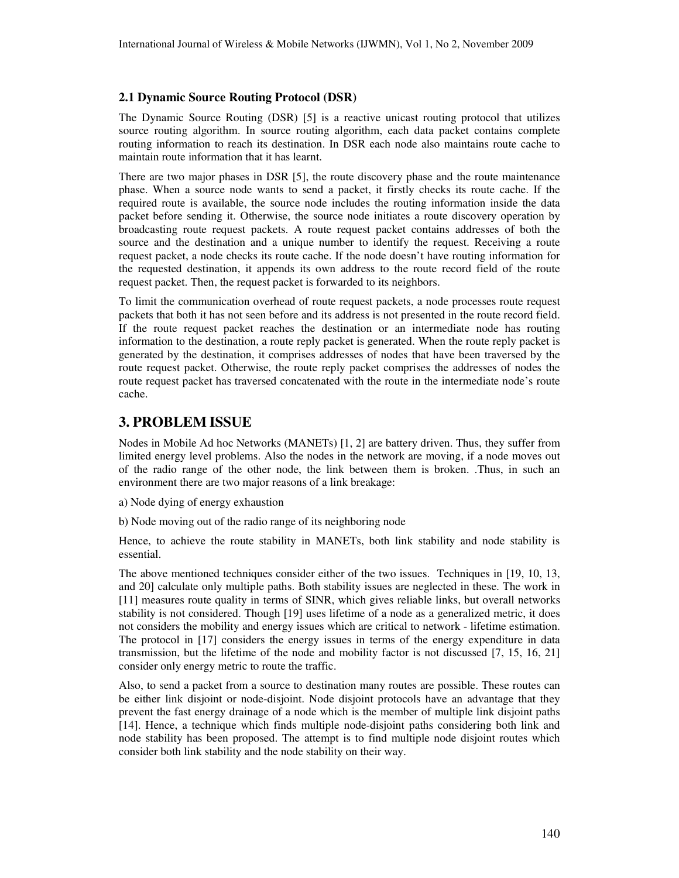### 2.1 Dynamic Source Routing Protocol (DSR)

The Dynamic Source Routing (DSR) [5] is a reactive unicast routing protocol that utilizes source routing algorithm. In source routing algorithm, each data packet contains complete routing information to reach its destination. In DSR each node also maintains route cache to maintain route information that it has learnt.

There are two major phases in DSR [5], the route discovery phase and the route maintenance phase. When a source node wants to send a packet, it firstly checks its route cache. If the required route is available, the source node includes the routing information inside the data packet before sending it. Otherwise, the source node initiates a route discovery operation by broadcasting route request packets. A route request packet contains addresses of both the source and the destination and a unique number to identify the request. Receiving a route request packet, a node checks its route cache. If the node doesn't have routing information for the requested destination, it appends its own address to the route record field of the route request packet. Then, the request packet is forwarded to its neighbors.

To limit the communication overhead of route request packets, a node processes route request packets that both it has not seen before and its address is not presented in the route record field. If the route request packet reaches the destination or an intermediate node has routing information to the destination, a route reply packet is generated. When the route reply packet is generated by the destination, it comprises addresses of nodes that have been traversed by the route request packet. Otherwise, the route reply packet comprises the addresses of nodes the route request packet has traversed concatenated with the route in the intermediate node's route cache.

## 3. PROBLEM ISSUE

Nodes in Mobile Ad hoc Networks (MANETs) [1, 2] are battery driven. Thus, they suffer from limited energy level problems. Also the nodes in the network are moving, if a node moves out of the radio range of the other node, the link between them is broken. .Thus, in such an environment there are two major reasons of a link breakage:

a) Node dying of energy exhaustion

b) Node moving out of the radio range of its neighboring node

Hence, to achieve the route stability in MANETs, both link stability and node stability is essential.

The above mentioned techniques consider either of the two issues. Techniques in [19, 10, 13, and 20] calculate only multiple paths. Both stability issues are neglected in these. The work in [11] measures route quality in terms of SINR, which gives reliable links, but overall networks stability is not considered. Though [19] uses lifetime of a node as a generalized metric, it does not considers the mobility and energy issues which are critical to network - lifetime estimation. The protocol in [17] considers the energy issues in terms of the energy expenditure in data transmission, but the lifetime of the node and mobility factor is not discussed [7, 15, 16, 21] consider only energy metric to route the traffic.

Also, to send a packet from a source to destination many routes are possible. These routes can be either link disjoint or node-disjoint. Node disjoint protocols have an advantage that they prevent the fast energy drainage of a node which is the member of multiple link disjoint paths [14]. Hence, a technique which finds multiple node-disjoint paths considering both link and node stability has been proposed. The attempt is to find multiple node disjoint routes which consider both link stability and the node stability on their way.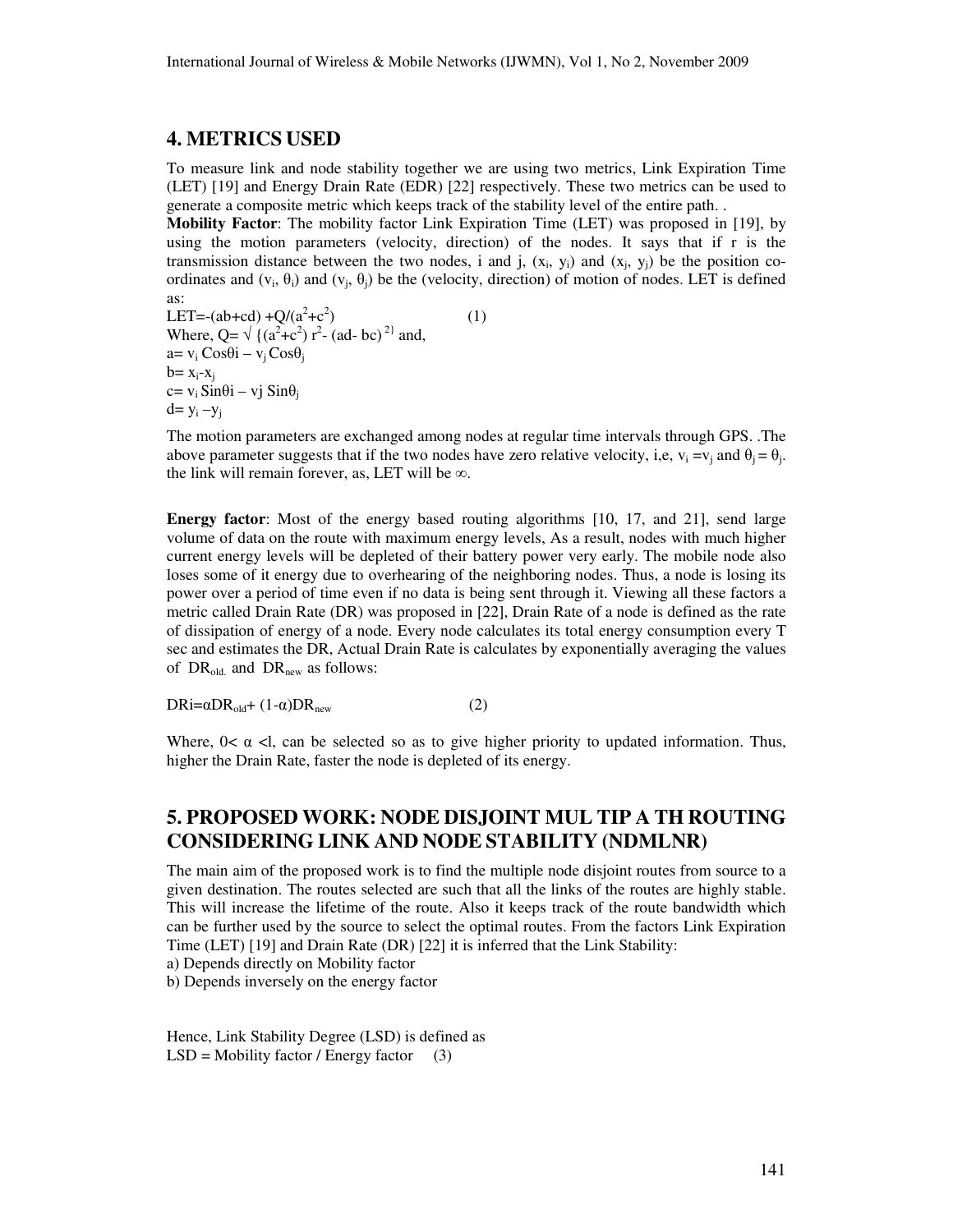## 4. METRICS USED

To measure link and node stability together we are using two metrics, Link Expiration Time (LET) [19] and Energy Drain Rate (EDR) [22] respectively. These two metrics can be used to generate a composite metric which keeps track of the stability level of the entire path. .

**Mobility Factor**: The mobility factor Link Expiration Time (LET) was proposed in [19], by using the motion parameters (velocity, direction) of the nodes. It says that if r is the transmission distance between the two nodes, i and j, $(x_i, y_i)$ and $(x_j, y_j)$ be the position co-ordinates and $(v_i, \theta_i)$ and $(v_j, \theta_j)$ be the (velocity, direction) of motion of nodes. LET is defined as:

$$LET=-(ab+cd) + Q/(a^2+c^2) \qquad (1)$$

Where, $Q= \sqrt{\{(a^2+c^2) r^2 - (ad-bc)^2\}}$ and,

$a= v_i \cos\theta i - v_j \cos\theta_j$

$b= x_i - x_j$

$c= v_i \sin\theta i - vj \sin\theta_j$

$d= y_i - y_j$

The motion parameters are exchanged among nodes at regular time intervals through GPS. .The above parameter suggests that if the two nodes have zero relative velocity, i,e, $v_i = v_j$ and $\theta_j = \theta_j$. the link will remain forever, as, LET will be $\infty$.

**Energy factor**: Most of the energy based routing algorithms [10, 17, and 21], send large volume of data on the route with maximum energy levels, As a result, nodes with much higher current energy levels will be depleted of their battery power very early. The mobile node also loses some of it energy due to overhearing of the neighboring nodes. Thus, a node is losing its power over a period of time even if no data is being sent through it. Viewing all these factors a metric called Drain Rate (DR) was proposed in [22], Drain Rate of a node is defined as the rate of dissipation of energy of a node. Every node calculates its total energy consumption every T sec and estimates the DR, Actual Drain Rate is calculates by exponentially averaging the values of $DR_{old.}$ and $DR_{new}$ as follows:

$$DRi=\alpha DR_{old}+ (1-\alpha)DR_{new} \qquad (2)$$

Where, $0< \alpha <l$, can be selected so as to give higher priority to updated information. Thus, higher the Drain Rate, faster the node is depleted of its energy.

## 5. PROPOSED WORK: NODE DISJOINT MUL TIP A TH ROUTING CONSIDERING LINK AND NODE STABILITY (NDMLNR)

The main aim of the proposed work is to find the multiple node disjoint routes from source to a given destination. The routes selected are such that all the links of the routes are highly stable. This will increase the lifetime of the route. Also it keeps track of the route bandwidth which can be further used by the source to select the optimal routes. From the factors Link Expiration Time (LET) [19] and Drain Rate (DR) [22] it is inferred that the Link Stability:

a) Depends directly on Mobility factor

b) Depends inversely on the energy factor

Hence, Link Stability Degree (LSD) is defined as

LSD = Mobility factor / Energy factor (3)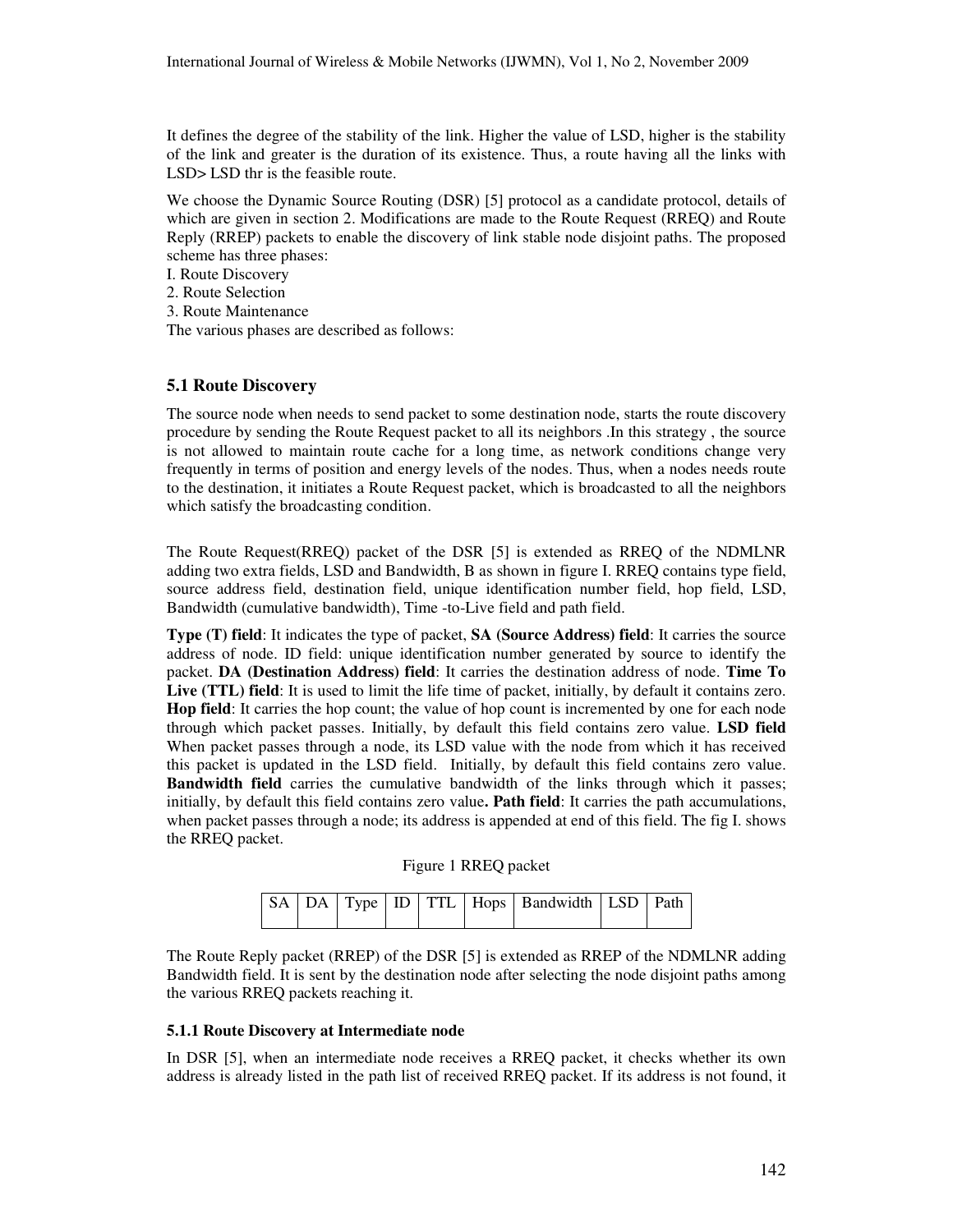It defines the degree of the stability of the link. Higher the value of LSD, higher is the stability of the link and greater is the duration of its existence. Thus, a route having all the links with LSD> LSD thr is the feasible route.

We choose the Dynamic Source Routing (DSR) [5] protocol as a candidate protocol, details of which are given in section 2. Modifications are made to the Route Request (RREQ) and Route Reply (RREP) packets to enable the discovery of link stable node disjoint paths. The proposed scheme has three phases:

I. Route Discovery
2. Route Selection
3. Route Maintenance

The various phases are described as follows:

## 5.1 Route Discovery

The source node when needs to send packet to some destination node, starts the route discovery procedure by sending the Route Request packet to all its neighbors .In this strategy , the source is not allowed to maintain route cache for a long time, as network conditions change very frequently in terms of position and energy levels of the nodes. Thus, when a nodes needs route to the destination, it initiates a Route Request packet, which is broadcasted to all the neighbors which satisfy the broadcasting condition.

The Route Request(RREQ) packet of the DSR [5] is extended as RREQ of the NDMLNR adding two extra fields, LSD and Bandwidth, B as shown in figure I. RREQ contains type field, source address field, destination field, unique identification number field, hop field, LSD, Bandwidth (cumulative bandwidth), Time -to-Live field and path field.

**Type (T) field**: It indicates the type of packet, **SA (Source Address) field**: It carries the source address of node. ID field: unique identification number generated by source to identify the packet. **DA (Destination Address) field**: It carries the destination address of node. **Time To Live (TTL) field**: It is used to limit the life time of packet, initially, by default it contains zero. **Hop field**: It carries the hop count; the value of hop count is incremented by one for each node through which packet passes. Initially, by default this field contains zero value. **LSD field** When packet passes through a node, its LSD value with the node from which it has received this packet is updated in the LSD field. Initially, by default this field contains zero value. **Bandwidth field** carries the cumulative bandwidth of the links through which it passes; initially, by default this field contains zero value**. Path field**: It carries the path accumulations, when packet passes through a node; its address is appended at end of this field. The fig I. shows the RREQ packet.

Figure 1 RREQ packet

| SA | DA | Type | ID | TTL | Hops | Bandwidth | LSD | Path |
|---|---|---|---|---|---|---|---|---|
| | | | | | | | | |

The Route Reply packet (RREP) of the DSR [5] is extended as RREP of the NDMLNR adding Bandwidth field. It is sent by the destination node after selecting the node disjoint paths among the various RREQ packets reaching it.

### 5.1.1 Route Discovery at Intermediate node

In DSR [5], when an intermediate node receives a RREQ packet, it checks whether its own address is already listed in the path list of received RREQ packet. If its address is not found, it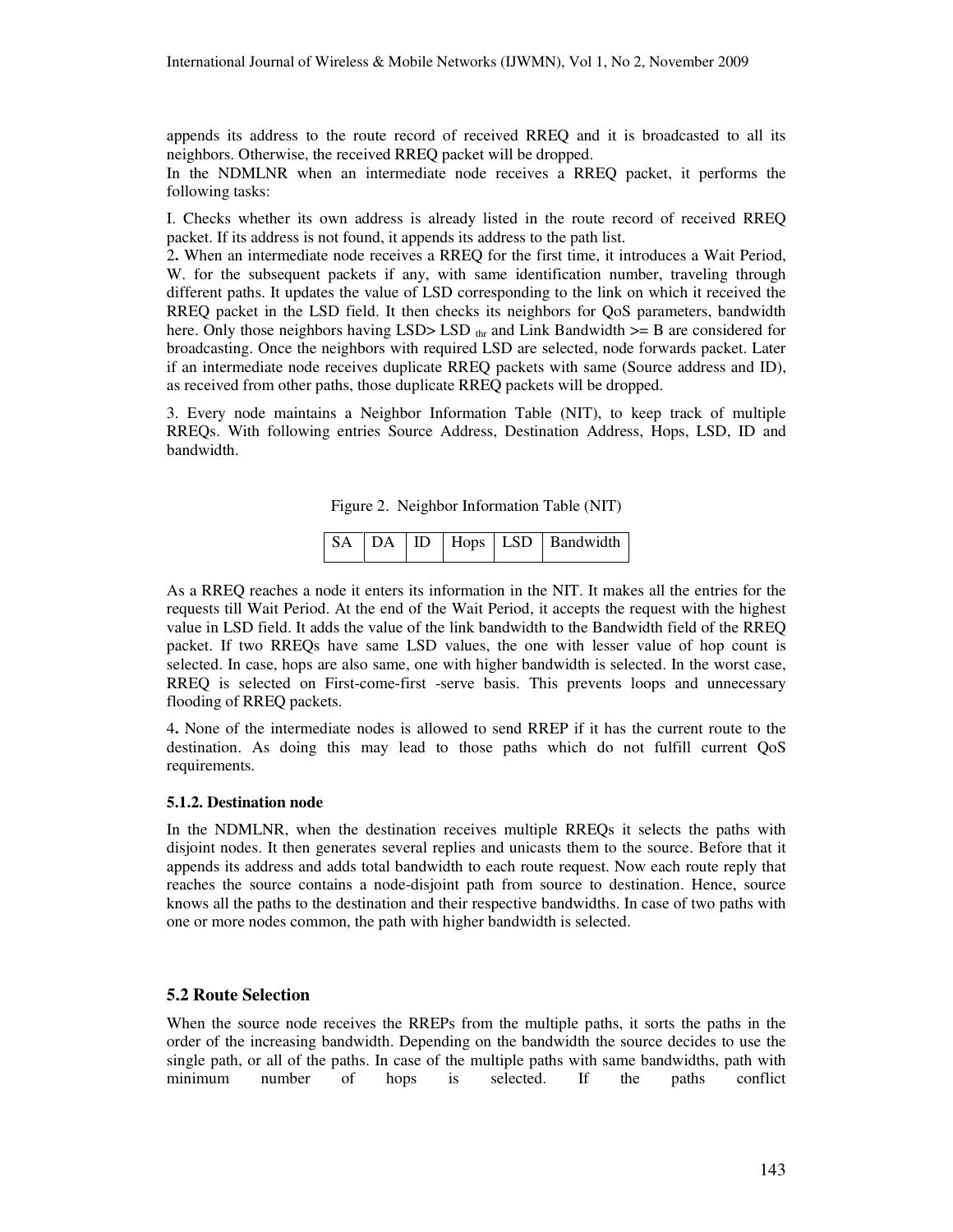appends its address to the route record of received RREQ and it is broadcasted to all its neighbors. Otherwise, the received RREQ packet will be dropped.

In the NDMLNR when an intermediate node receives a RREQ packet, it performs the following tasks:

I. Checks whether its own address is already listed in the route record of received RREQ packet. If its address is not found, it appends its address to the path list.

2**.** When an intermediate node receives a RREQ for the first time, it introduces a Wait Period, W. for the subsequent packets if any, with same identification number, traveling through different paths. It updates the value of LSD corresponding to the link on which it received the RREQ packet in the LSD field. It then checks its neighbors for QoS parameters, bandwidth here. Only those neighbors having LSD> $LSD_{thr}$ and Link Bandwidth >= B are considered for broadcasting. Once the neighbors with required LSD are selected, node forwards packet. Later if an intermediate node receives duplicate RREQ packets with same (Source address and ID), as received from other paths, those duplicate RREQ packets will be dropped.

3. Every node maintains a Neighbor Information Table (NIT), to keep track of multiple RREQs. With following entries Source Address, Destination Address, Hops, LSD, ID and bandwidth.

Figure 2. Neighbor Information Table (NIT)

| SA | DA | ID | Hops | LSD | Bandwidth |
|---|---|---|---|---|---|

As a RREQ reaches a node it enters its information in the NIT. It makes all the entries for the requests till Wait Period. At the end of the Wait Period, it accepts the request with the highest value in LSD field. It adds the value of the link bandwidth to the Bandwidth field of the RREQ packet. If two RREQs have same LSD values, the one with lesser value of hop count is selected. In case, hops are also same, one with higher bandwidth is selected. In the worst case, RREQ is selected on First-come-first -serve basis. This prevents loops and unnecessary flooding of RREQ packets.

4**.** None of the intermediate nodes is allowed to send RREP if it has the current route to the destination. As doing this may lead to those paths which do not fulfill current QoS requirements.

#### 5.1.2. Destination node

In the NDMLNR, when the destination receives multiple RREQs it selects the paths with disjoint nodes. It then generates several replies and unicasts them to the source. Before that it appends its address and adds total bandwidth to each route request. Now each route reply that reaches the source contains a node-disjoint path from source to destination. Hence, source knows all the paths to the destination and their respective bandwidths. In case of two paths with one or more nodes common, the path with higher bandwidth is selected.

### 5.2 Route Selection

When the source node receives the RREPs from the multiple paths, it sorts the paths in the order of the increasing bandwidth. Depending on the bandwidth the source decides to use the single path, or all of the paths. In case of the multiple paths with same bandwidths, path with minimum number of hops is selected. If the paths conflict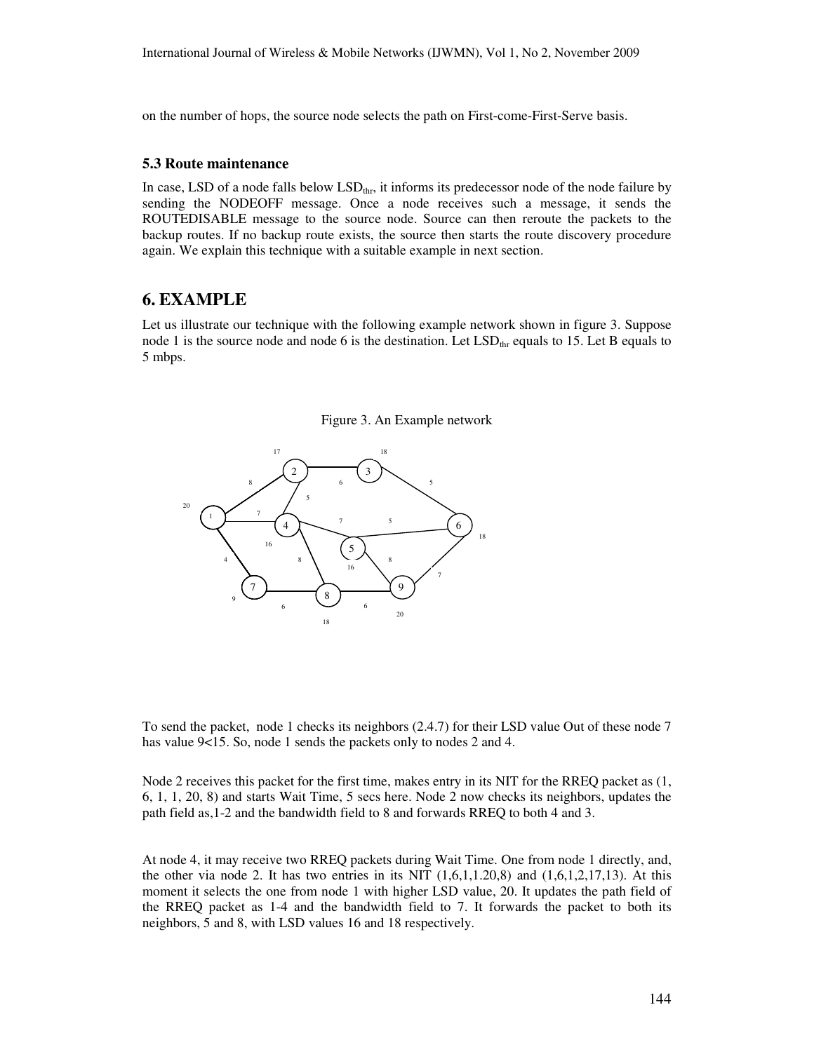on the number of hops, the source node selects the path on First-come-First-Serve basis.

### 5.3 Route maintenance

In case, LSD of a node falls below $LSD_{thr}$, it informs its predecessor node of the node failure by sending the NODEOFF message. Once a node receives such a message, it sends the ROUTEDISABLE message to the source node. Source can then reroute the packets to the backup routes. If no backup route exists, the source then starts the route discovery procedure again. We explain this technique with a suitable example in next section.

## 6. EXAMPLE

Let us illustrate our technique with the following example network shown in figure 3. Suppose node 1 is the source node and node 6 is the destination. Let $LSD_{thr}$ equals to 15. Let B equals to 5 mbps.

Figure 3. An Example network

To send the packet, node 1 checks its neighbors (2.4.7) for their LSD value Out of these node 7 has value 9<15. So, node 1 sends the packets only to nodes 2 and 4.

Node 2 receives this packet for the first time, makes entry in its NIT for the RREQ packet as (1, 6, 1, 1, 20, 8) and starts Wait Time, 5 secs here. Node 2 now checks its neighbors, updates the path field as,1-2 and the bandwidth field to 8 and forwards RREQ to both 4 and 3.

At node 4, it may receive two RREQ packets during Wait Time. One from node 1 directly, and, the other via node 2. It has two entries in its NIT (1,6,1,1.20,8) and (1,6,1,2,17,13). At this moment it selects the one from node 1 with higher LSD value, 20. It updates the path field of the RREQ packet as 1-4 and the bandwidth field to 7. It forwards the packet to both its neighbors, 5 and 8, with LSD values 16 and 18 respectively.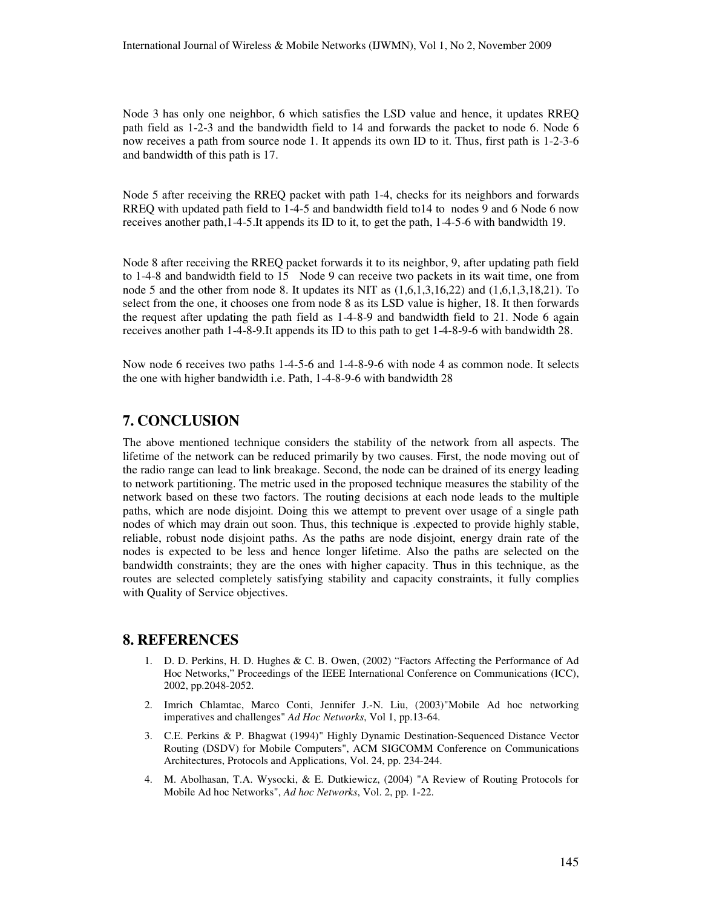Node 3 has only one neighbor, 6 which satisfies the LSD value and hence, it updates RREQ path field as 1-2-3 and the bandwidth field to 14 and forwards the packet to node 6. Node 6 now receives a path from source node 1. It appends its own ID to it. Thus, first path is 1-2-3-6 and bandwidth of this path is 17.

Node 5 after receiving the RREQ packet with path 1-4, checks for its neighbors and forwards RREQ with updated path field to 1-4-5 and bandwidth field to14 to nodes 9 and 6 Node 6 now receives another path,1-4-5.It appends its ID to it, to get the path, 1-4-5-6 with bandwidth 19.

Node 8 after receiving the RREQ packet forwards it to its neighbor, 9, after updating path field to 1-4-8 and bandwidth field to 15 Node 9 can receive two packets in its wait time, one from node 5 and the other from node 8. It updates its NIT as (1,6,1,3,16,22) and (1,6,1,3,18,21). To select from the one, it chooses one from node 8 as its LSD value is higher, 18. It then forwards the request after updating the path field as 1-4-8-9 and bandwidth field to 21. Node 6 again receives another path 1-4-8-9.It appends its ID to this path to get 1-4-8-9-6 with bandwidth 28.

Now node 6 receives two paths 1-4-5-6 and 1-4-8-9-6 with node 4 as common node. It selects the one with higher bandwidth i.e. Path, 1-4-8-9-6 with bandwidth 28

## 7. CONCLUSION

The above mentioned technique considers the stability of the network from all aspects. The lifetime of the network can be reduced primarily by two causes. First, the node moving out of the radio range can lead to link breakage. Second, the node can be drained of its energy leading to network partitioning. The metric used in the proposed technique measures the stability of the network based on these two factors. The routing decisions at each node leads to the multiple paths, which are node disjoint. Doing this we attempt to prevent over usage of a single path nodes of which may drain out soon. Thus, this technique is .expected to provide highly stable, reliable, robust node disjoint paths. As the paths are node disjoint, energy drain rate of the nodes is expected to be less and hence longer lifetime. Also the paths are selected on the bandwidth constraints; they are the ones with higher capacity. Thus in this technique, as the routes are selected completely satisfying stability and capacity constraints, it fully complies with Quality of Service objectives.

## 8. REFERENCES

1. D. D. Perkins, H. D. Hughes & C. B. Owen, (2002) "Factors Affecting the Performance of Ad Hoc Networks," Proceedings of the IEEE International Conference on Communications (ICC), 2002, pp.2048-2052.
2. Imrich Chlamtac, Marco Conti, Jennifer J.-N. Liu, (2003)"Mobile Ad hoc networking imperatives and challenges" *Ad Hoc Networks*, Vol 1, pp.13-64.
3. C.E. Perkins & P. Bhagwat (1994)" Highly Dynamic Destination-Sequenced Distance Vector Routing (DSDV) for Mobile Computers", ACM SIGCOMM Conference on Communications Architectures, Protocols and Applications, Vol. 24, pp. 234-244.
4. M. Abolhasan, T.A. Wysocki, & E. Dutkiewicz, (2004) "A Review of Routing Protocols for Mobile Ad hoc Networks", *Ad hoc Networks*, Vol. 2, pp. 1-22.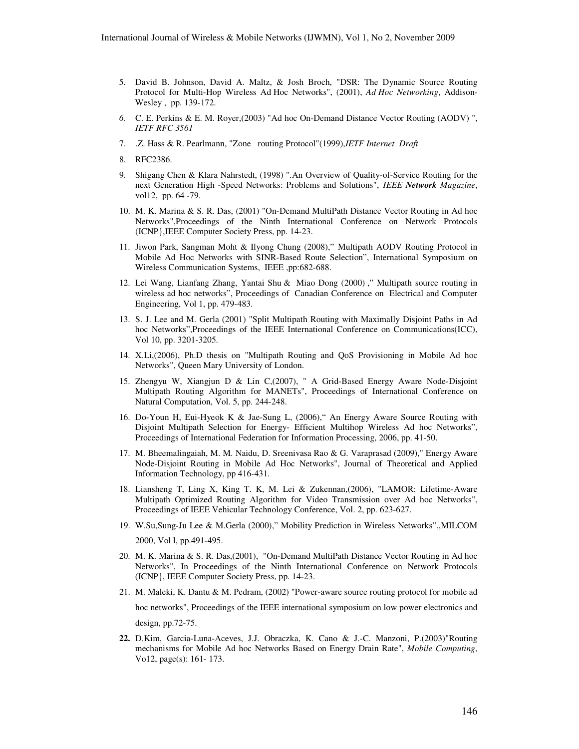5. David B. Johnson, David A. Maltz, & Josh Broch, "DSR: The Dynamic Source Routing Protocol for Multi-Hop Wireless Ad Hoc Networks", (2001), *Ad Hoc Networking*, Addison-Wesley , pp. 139-172.
6. C. E. Perkins & E. M. Royer,(2003) "Ad hoc On-Demand Distance Vector Routing (AODV) ", *IETF RFC 3561*
7. .Z. Hass & R. Pearlmann, "Zone routing Protocol"(1999),*IETF Internet Draft*
8. RFC2386.
9. Shigang Chen & Klara Nahrstedt, (1998) ".An Overview of Quality-of-Service Routing for the next Generation High -Speed Networks: Problems and Solutions", *IEEE **Network** Magazine*, vol12, pp. 64 -79.
10. M. K. Marina & S. R. Das, (2001) "On-Demand MultiPath Distance Vector Routing in Ad hoc Networks",Proceedings of the Ninth International Conference on Network Protocols (ICNP},IEEE Computer Society Press, pp. 14-23.
11. Jiwon Park, Sangman Moht & Ilyong Chung (2008)," Multipath AODV Routing Protocol in Mobile Ad Hoc Networks with SINR-Based Route Selection", International Symposium on Wireless Communication Systems, IEEE ,pp:682-688.
12. Lei Wang, Lianfang Zhang, Yantai Shu & Miao Dong (2000) ," Multipath source routing in wireless ad hoc networks", Proceedings of Canadian Conference on Electrical and Computer Engineering, Vol 1, pp. 479-483.
13. S. J. Lee and M. Gerla (2001) "Split Multipath Routing with Maximally Disjoint Paths in Ad hoc Networks",Proceedings of the IEEE International Conference on Communications(ICC), Vol 10, pp. 3201-3205.
14. X.Li,(2006), Ph.D thesis on "Multipath Routing and QoS Provisioning in Mobile Ad hoc Networks", Queen Mary University of London.
15. Zhengyu W, Xiangjun D & Lin C,(2007), " A Grid-Based Energy Aware Node-Disjoint Multipath Routing Algorithm for MANETs", Proceedings of International Conference on Natural Computation, Vol. 5, pp. 244-248.
16. Do-Youn H, Eui-Hyeok K & Jae-Sung L, (2006)," An Energy Aware Source Routing with Disjoint Multipath Selection for Energy- Efficient Multihop Wireless Ad hoc Networks", Proceedings of International Federation for Information Processing, 2006, pp. 41-50.
17. M. Bheemalingaiah, M. M. Naidu, D. Sreenivasa Rao & G. Varaprasad (2009)," Energy Aware Node-Disjoint Routing in Mobile Ad Hoc Networks", Journal of Theoretical and Applied Information Technology, pp 416-431.
18. Liansheng T, Ling X, King T. K, M. Lei & Zukennan,(2006), "LAMOR: Lifetime-Aware Multipath Optimized Routing Algorithm for Video Transmission over Ad hoc Networks", Proceedings of IEEE Vehicular Technology Conference, Vol. 2, pp. 623-627.
19. W.Su,Sung-Ju Lee & M.Gerla (2000)," Mobility Prediction in Wireless Networks".,MILCOM 2000, Vol l, pp.491-495.
20. M. K. Marina & S. R. Das,(2001), "On-Demand MultiPath Distance Vector Routing in Ad hoc Networks", In Proceedings of the Ninth International Conference on Network Protocols (ICNP}, IEEE Computer Society Press, pp. 14-23.
21. M. Maleki, K. Dantu & M. Pedram, (2002) "Power-aware source routing protocol for mobile ad hoc networks", Proceedings of the IEEE international symposium on low power electronics and design, pp.72-75.
22. D.Kim, Garcia-Luna-Aceves, J.J. Obraczka, K. Cano & J.-C. Manzoni, P.(2003)"Routing mechanisms for Mobile Ad hoc Networks Based on Energy Drain Rate", *Mobile Computing*, Vo12, page(s): 161- 173.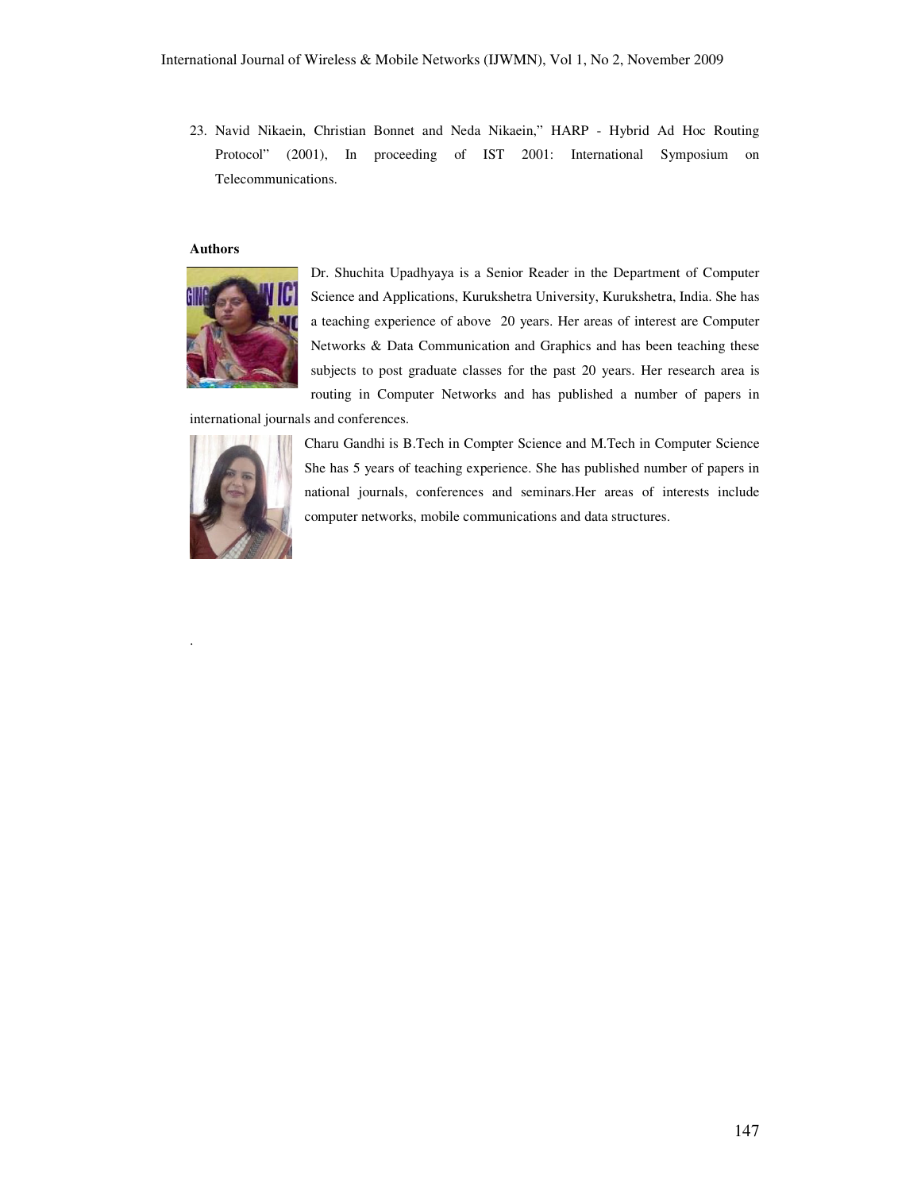23. Navid Nikaein, Christian Bonnet and Neda Nikaein," HARP - Hybrid Ad Hoc Routing Protocol" (2001), In proceeding of IST 2001: International Symposium on Telecommunications.

**Authors**

Dr. Shuchita Upadhyaya is a Senior Reader in the Department of Computer Science and Applications, Kurukshetra University, Kurukshetra, India. She has a teaching experience of above 20 years. Her areas of interest are Computer Networks & Data Communication and Graphics and has been teaching these subjects to post graduate classes for the past 20 years. Her research area is routing in Computer Networks and has published a number of papers in international journals and conferences.

Charu Gandhi is B.Tech in Compter Science and M.Tech in Computer Science She has 5 years of teaching experience. She has published number of papers in national journals, conferences and seminars.Her areas of interests include computer networks, mobile communications and data structures.

.